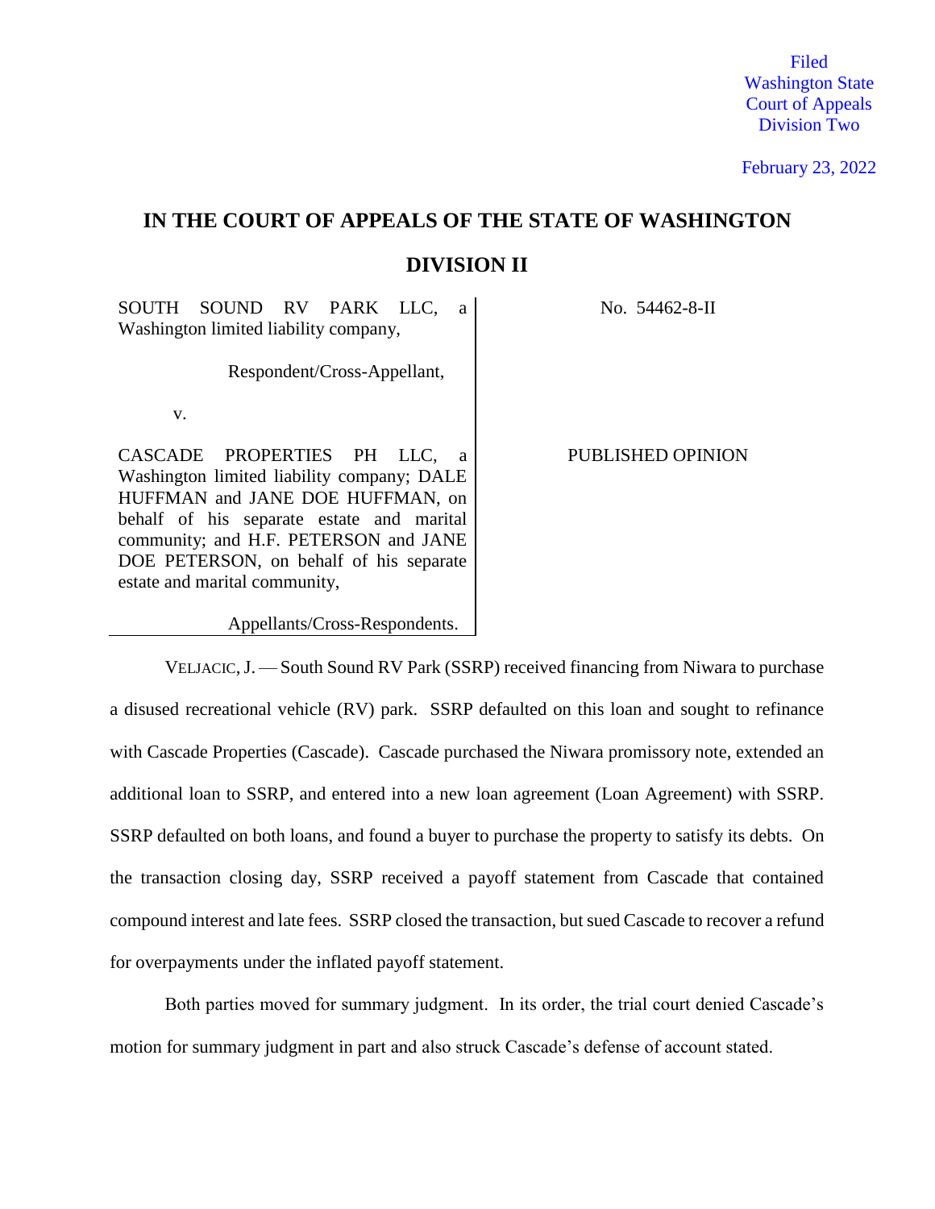Filed
Washington State
Court of Appeals
Division Two

February 23, 2022

# IN THE COURT OF APPEALS OF THE STATE OF WASHINGTON

## DIVISION II

| | |
|---|---|
| SOUTH SOUND RV PARK LLC, a Washington limited liability company,<br><br>Respondent/Cross-Appellant,<br><br>v.<br><br>CASCADE PROPERTIES PH LLC, a Washington limited liability company; DALE HUFFMAN and JANE DOE HUFFMAN, on behalf of his separate estate and marital community; and H.F. PETERSON and JANE DOE PETERSON, on behalf of his separate estate and marital community,<br><br>Appellants/Cross-Respondents. | No. 54462-8-II<br><br><br><br><br><br>PUBLISHED OPINION |

VELJACIC, J. — South Sound RV Park (SSRP) received financing from Niwara to purchase a disused recreational vehicle (RV) park. SSRP defaulted on this loan and sought to refinance with Cascade Properties (Cascade). Cascade purchased the Niwara promissory note, extended an additional loan to SSRP, and entered into a new loan agreement (Loan Agreement) with SSRP. SSRP defaulted on both loans, and found a buyer to purchase the property to satisfy its debts. On the transaction closing day, SSRP received a payoff statement from Cascade that contained compound interest and late fees. SSRP closed the transaction, but sued Cascade to recover a refund for overpayments under the inflated payoff statement.

Both parties moved for summary judgment. In its order, the trial court denied Cascade's motion for summary judgment in part and also struck Cascade's defense of account stated.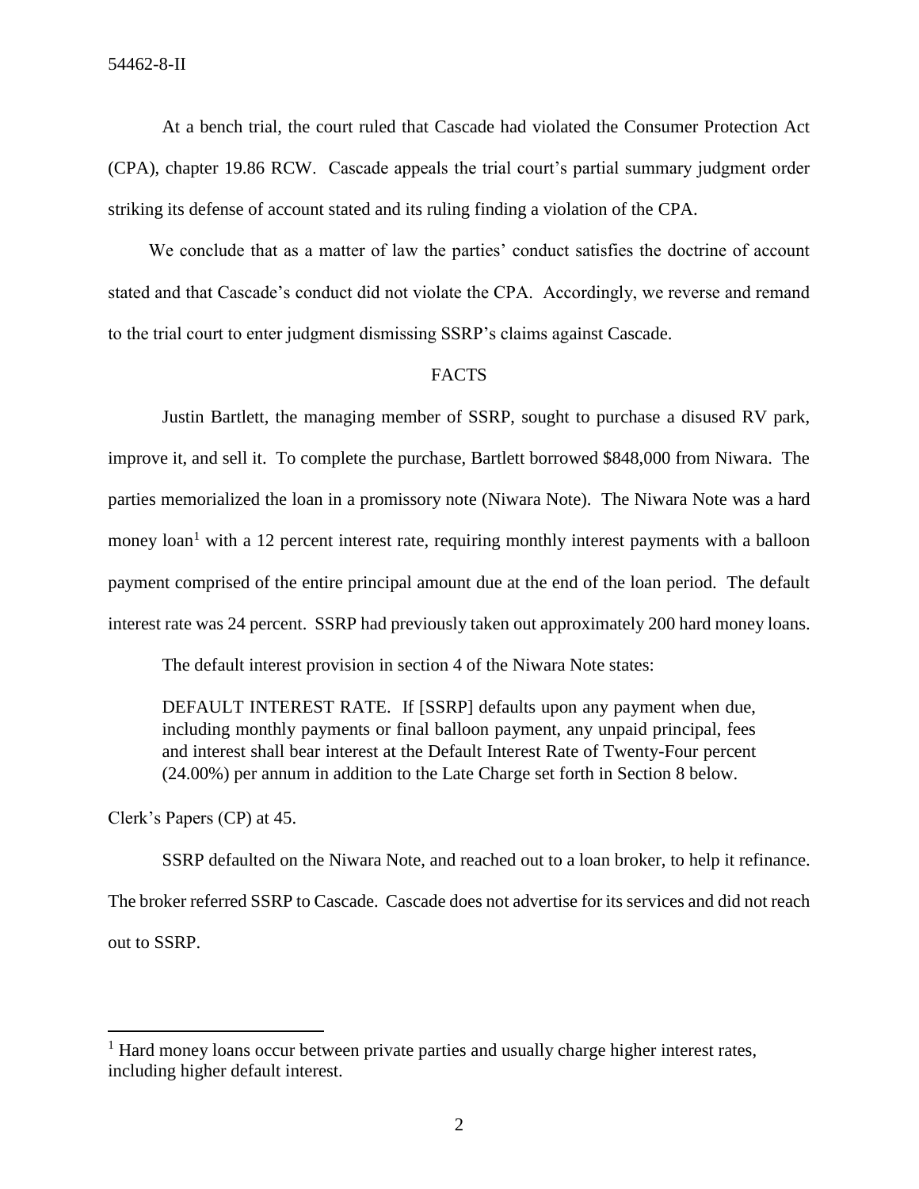At a bench trial, the court ruled that Cascade had violated the Consumer Protection Act (CPA), chapter 19.86 RCW. Cascade appeals the trial court's partial summary judgment order striking its defense of account stated and its ruling finding a violation of the CPA.

We conclude that as a matter of law the parties' conduct satisfies the doctrine of account stated and that Cascade's conduct did not violate the CPA. Accordingly, we reverse and remand to the trial court to enter judgment dismissing SSRP's claims against Cascade.

## FACTS

Justin Bartlett, the managing member of SSRP, sought to purchase a disused RV park, improve it, and sell it. To complete the purchase, Bartlett borrowed \$848,000 from Niwara. The parties memorialized the loan in a promissory note (Niwara Note). The Niwara Note was a hard money loan[1] with a 12 percent interest rate, requiring monthly interest payments with a balloon payment comprised of the entire principal amount due at the end of the loan period. The default interest rate was 24 percent. SSRP had previously taken out approximately 200 hard money loans.

The default interest provision in section 4 of the Niwara Note states:

> DEFAULT INTEREST RATE. If [SSRP] defaults upon any payment when due, including monthly payments or final balloon payment, any unpaid principal, fees and interest shall bear interest at the Default Interest Rate of Twenty-Four percent (24.00%) per annum in addition to the Late Charge set forth in Section 8 below.

Clerk's Papers (CP) at 45.

SSRP defaulted on the Niwara Note, and reached out to a loan broker, to help it refinance. The broker referred SSRP to Cascade. Cascade does not advertise for its services and did not reach out to SSRP.

---

[1] Hard money loans occur between private parties and usually charge higher interest rates, including higher default interest.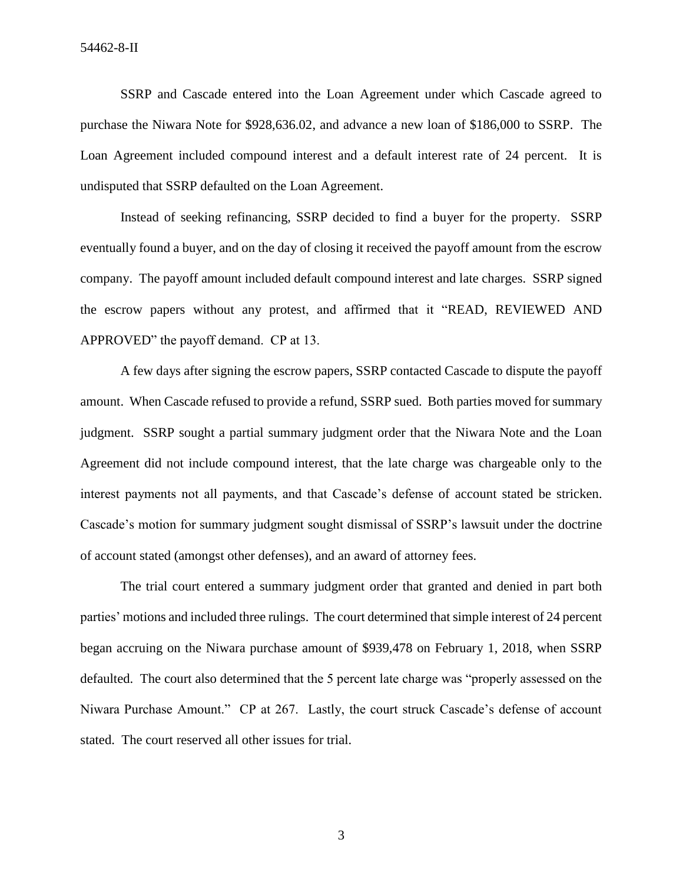SSRP and Cascade entered into the Loan Agreement under which Cascade agreed to purchase the Niwara Note for $928,636.02, and advance a new loan of $186,000 to SSRP. The Loan Agreement included compound interest and a default interest rate of 24 percent. It is undisputed that SSRP defaulted on the Loan Agreement.

Instead of seeking refinancing, SSRP decided to find a buyer for the property. SSRP eventually found a buyer, and on the day of closing it received the payoff amount from the escrow company. The payoff amount included default compound interest and late charges. SSRP signed the escrow papers without any protest, and affirmed that it "READ, REVIEWED AND APPROVED" the payoff demand. CP at 13.

A few days after signing the escrow papers, SSRP contacted Cascade to dispute the payoff amount. When Cascade refused to provide a refund, SSRP sued. Both parties moved for summary judgment. SSRP sought a partial summary judgment order that the Niwara Note and the Loan Agreement did not include compound interest, that the late charge was chargeable only to the interest payments not all payments, and that Cascade's defense of account stated be stricken. Cascade's motion for summary judgment sought dismissal of SSRP's lawsuit under the doctrine of account stated (amongst other defenses), and an award of attorney fees.

The trial court entered a summary judgment order that granted and denied in part both parties' motions and included three rulings. The court determined that simple interest of 24 percent began accruing on the Niwara purchase amount of $939,478 on February 1, 2018, when SSRP defaulted. The court also determined that the 5 percent late charge was "properly assessed on the Niwara Purchase Amount." CP at 267. Lastly, the court struck Cascade's defense of account stated. The court reserved all other issues for trial.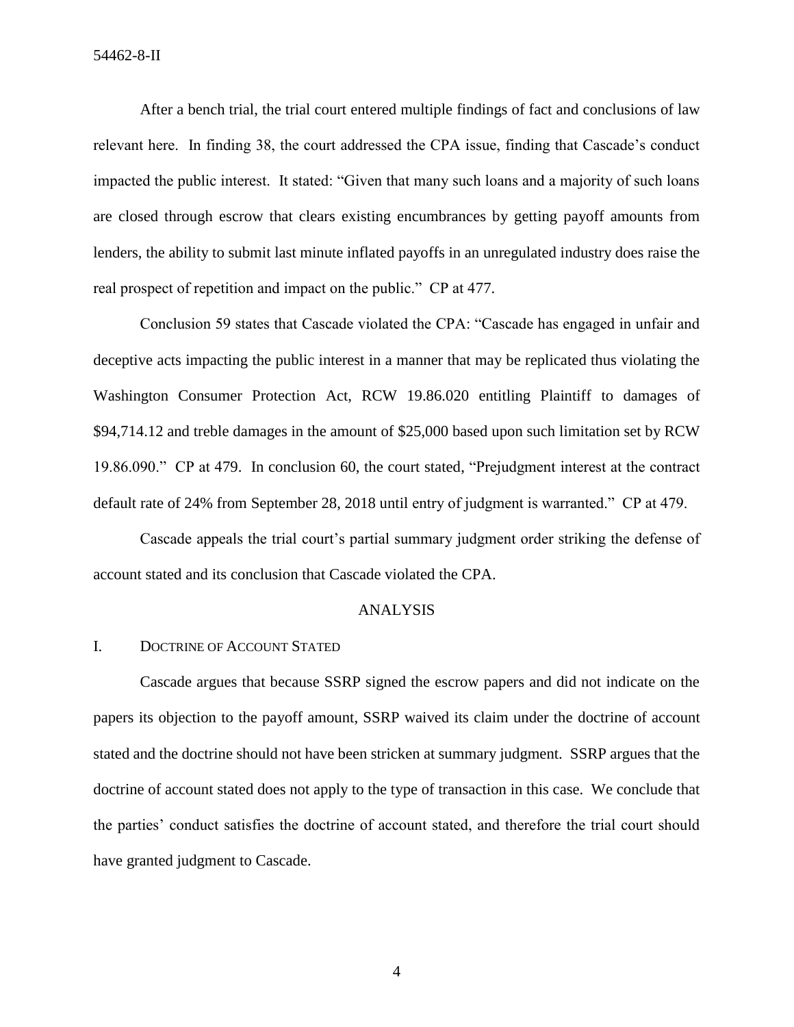After a bench trial, the trial court entered multiple findings of fact and conclusions of law relevant here. In finding 38, the court addressed the CPA issue, finding that Cascade's conduct impacted the public interest. It stated: "Given that many such loans and a majority of such loans are closed through escrow that clears existing encumbrances by getting payoff amounts from lenders, the ability to submit last minute inflated payoffs in an unregulated industry does raise the real prospect of repetition and impact on the public." CP at 477.

Conclusion 59 states that Cascade violated the CPA: "Cascade has engaged in unfair and deceptive acts impacting the public interest in a manner that may be replicated thus violating the Washington Consumer Protection Act, RCW 19.86.020 entitling Plaintiff to damages of $94,714.12 and treble damages in the amount of $25,000 based upon such limitation set by RCW 19.86.090." CP at 479. In conclusion 60, the court stated, "Prejudgment interest at the contract default rate of 24% from September 28, 2018 until entry of judgment is warranted." CP at 479.

Cascade appeals the trial court's partial summary judgment order striking the defense of account stated and its conclusion that Cascade violated the CPA.

## ANALYSIS

### I. Doctrine of Account Stated

Cascade argues that because SSRP signed the escrow papers and did not indicate on the papers its objection to the payoff amount, SSRP waived its claim under the doctrine of account stated and the doctrine should not have been stricken at summary judgment. SSRP argues that the doctrine of account stated does not apply to the type of transaction in this case. We conclude that the parties' conduct satisfies the doctrine of account stated, and therefore the trial court should have granted judgment to Cascade.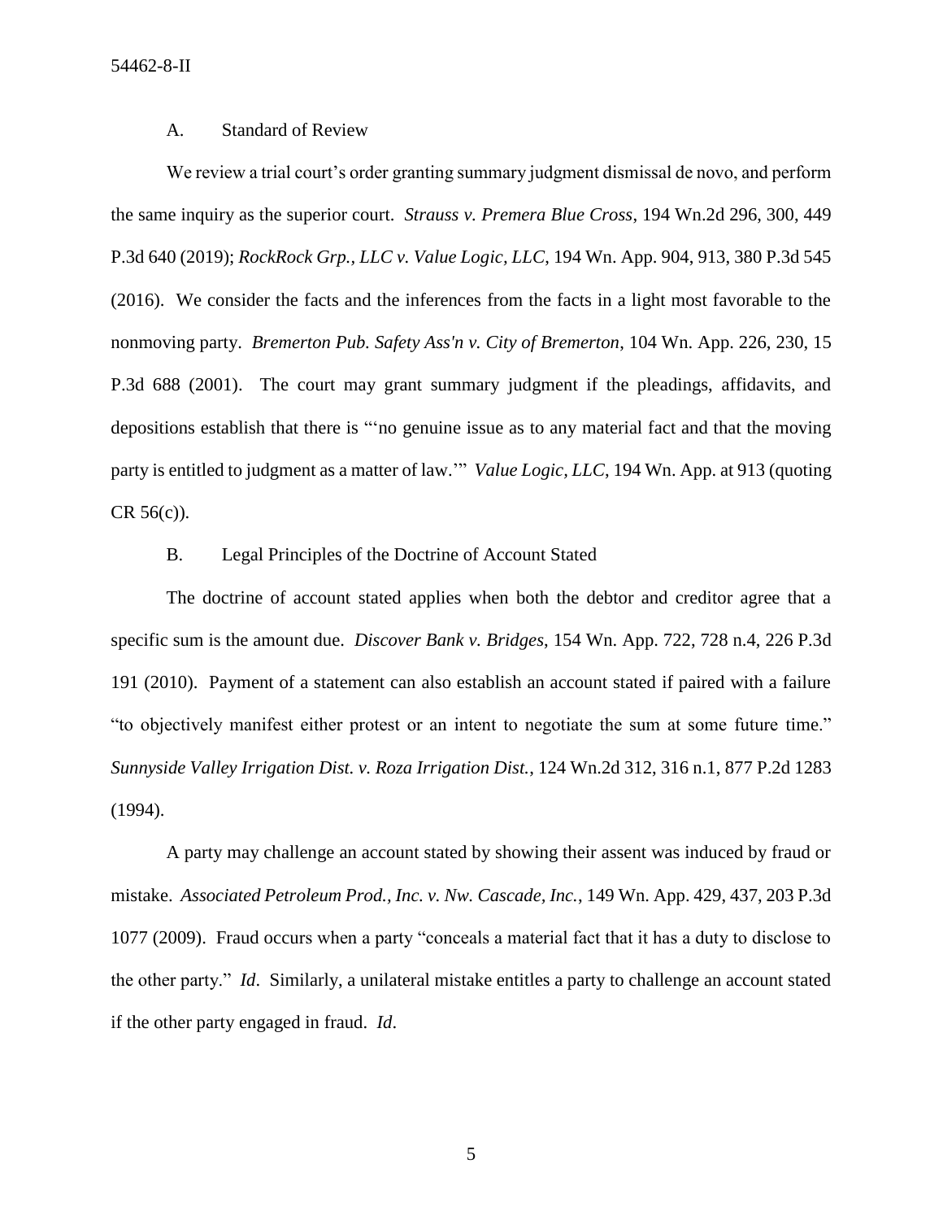### A. Standard of Review

We review a trial court's order granting summary judgment dismissal de novo, and perform the same inquiry as the superior court. *Strauss v. Premera Blue Cross*, 194 Wn.2d 296, 300, 449 P.3d 640 (2019); *RockRock Grp., LLC v. Value Logic, LLC*, 194 Wn. App. 904, 913, 380 P.3d 545 (2016). We consider the facts and the inferences from the facts in a light most favorable to the nonmoving party. *Bremerton Pub. Safety Ass'n v. City of Bremerton*, 104 Wn. App. 226, 230, 15 P.3d 688 (2001). The court may grant summary judgment if the pleadings, affidavits, and depositions establish that there is "'no genuine issue as to any material fact and that the moving party is entitled to judgment as a matter of law.'" *Value Logic, LLC*, 194 Wn. App. at 913 (quoting CR 56(c)).

### B. Legal Principles of the Doctrine of Account Stated

The doctrine of account stated applies when both the debtor and creditor agree that a specific sum is the amount due. *Discover Bank v. Bridges*, 154 Wn. App. 722, 728 n.4, 226 P.3d 191 (2010). Payment of a statement can also establish an account stated if paired with a failure "to objectively manifest either protest or an intent to negotiate the sum at some future time." *Sunnyside Valley Irrigation Dist. v. Roza Irrigation Dist.*, 124 Wn.2d 312, 316 n.1, 877 P.2d 1283 (1994).

A party may challenge an account stated by showing their assent was induced by fraud or mistake. *Associated Petroleum Prod., Inc. v. Nw. Cascade, Inc.*, 149 Wn. App. 429, 437, 203 P.3d 1077 (2009). Fraud occurs when a party "conceals a material fact that it has a duty to disclose to the other party." *Id*. Similarly, a unilateral mistake entitles a party to challenge an account stated if the other party engaged in fraud. *Id*.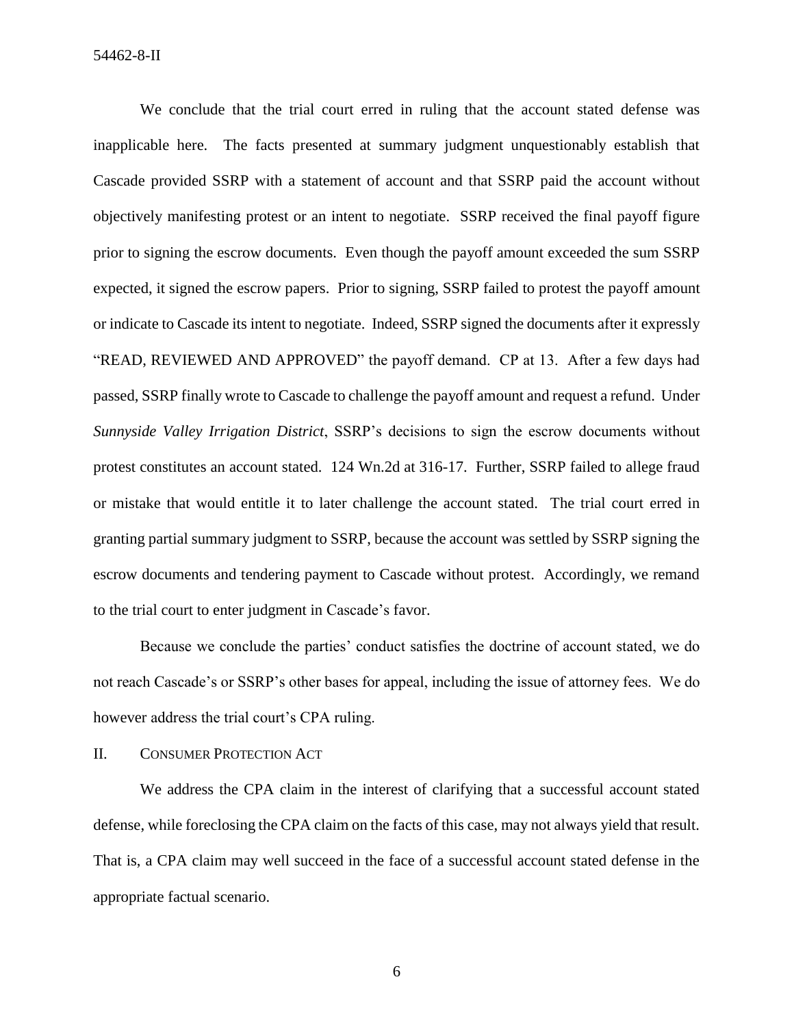We conclude that the trial court erred in ruling that the account stated defense was inapplicable here. The facts presented at summary judgment unquestionably establish that Cascade provided SSRP with a statement of account and that SSRP paid the account without objectively manifesting protest or an intent to negotiate. SSRP received the final payoff figure prior to signing the escrow documents. Even though the payoff amount exceeded the sum SSRP expected, it signed the escrow papers. Prior to signing, SSRP failed to protest the payoff amount or indicate to Cascade its intent to negotiate. Indeed, SSRP signed the documents after it expressly "READ, REVIEWED AND APPROVED" the payoff demand. CP at 13. After a few days had passed, SSRP finally wrote to Cascade to challenge the payoff amount and request a refund. Under *Sunnyside Valley Irrigation District*, SSRP's decisions to sign the escrow documents without protest constitutes an account stated. 124 Wn.2d at 316-17. Further, SSRP failed to allege fraud or mistake that would entitle it to later challenge the account stated. The trial court erred in granting partial summary judgment to SSRP, because the account was settled by SSRP signing the escrow documents and tendering payment to Cascade without protest. Accordingly, we remand to the trial court to enter judgment in Cascade's favor.

Because we conclude the parties' conduct satisfies the doctrine of account stated, we do not reach Cascade's or SSRP's other bases for appeal, including the issue of attorney fees. We do however address the trial court's CPA ruling.

## II. Consumer Protection Act

We address the CPA claim in the interest of clarifying that a successful account stated defense, while foreclosing the CPA claim on the facts of this case, may not always yield that result. That is, a CPA claim may well succeed in the face of a successful account stated defense in the appropriate factual scenario.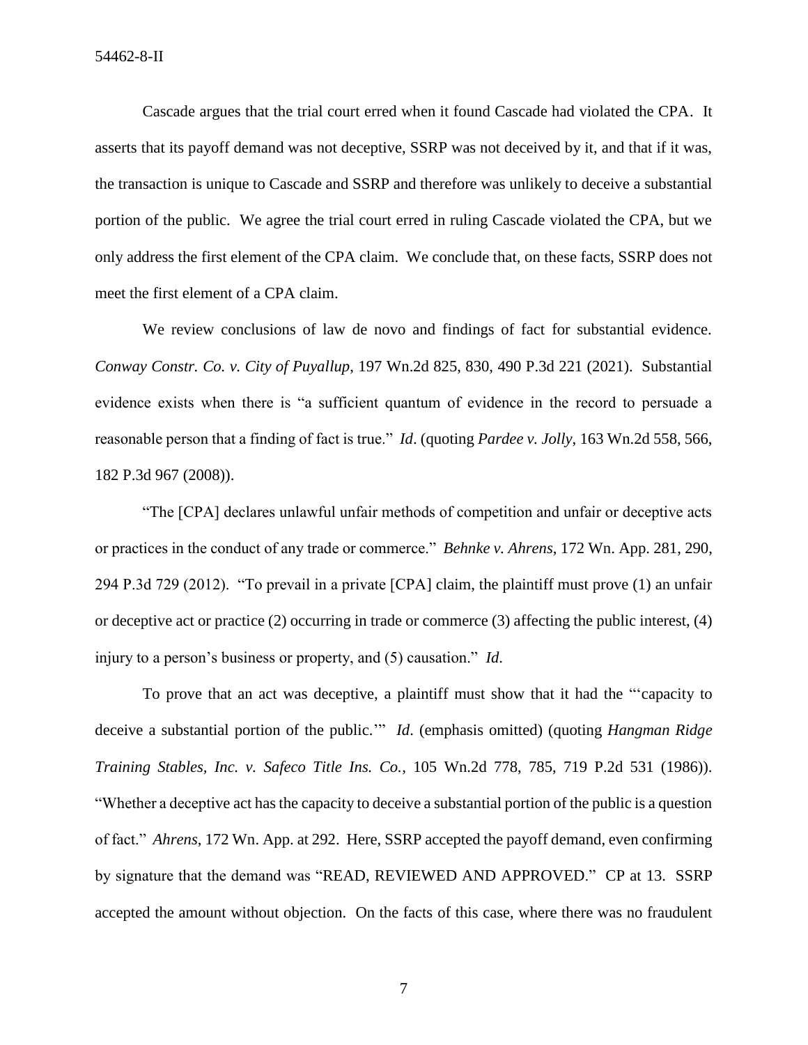Cascade argues that the trial court erred when it found Cascade had violated the CPA. It asserts that its payoff demand was not deceptive, SSRP was not deceived by it, and that if it was, the transaction is unique to Cascade and SSRP and therefore was unlikely to deceive a substantial portion of the public. We agree the trial court erred in ruling Cascade violated the CPA, but we only address the first element of the CPA claim. We conclude that, on these facts, SSRP does not meet the first element of a CPA claim.

We review conclusions of law de novo and findings of fact for substantial evidence. *Conway Constr. Co. v. City of Puyallup*, 197 Wn.2d 825, 830, 490 P.3d 221 (2021). Substantial evidence exists when there is "a sufficient quantum of evidence in the record to persuade a reasonable person that a finding of fact is true." *Id*. (quoting *Pardee v. Jolly*, 163 Wn.2d 558, 566, 182 P.3d 967 (2008)).

"The [CPA] declares unlawful unfair methods of competition and unfair or deceptive acts or practices in the conduct of any trade or commerce." *Behnke v. Ahrens*, 172 Wn. App. 281, 290, 294 P.3d 729 (2012). "To prevail in a private [CPA] claim, the plaintiff must prove (1) an unfair or deceptive act or practice (2) occurring in trade or commerce (3) affecting the public interest, (4) injury to a person's business or property, and (5) causation." *Id.*

To prove that an act was deceptive, a plaintiff must show that it had the "'capacity to deceive a substantial portion of the public.'" *Id*. (emphasis omitted) (quoting *Hangman Ridge Training Stables, Inc. v. Safeco Title Ins. Co.*, 105 Wn.2d 778, 785, 719 P.2d 531 (1986)). "Whether a deceptive act has the capacity to deceive a substantial portion of the public is a question of fact." *Ahrens*, 172 Wn. App. at 292. Here, SSRP accepted the payoff demand, even confirming by signature that the demand was "READ, REVIEWED AND APPROVED." CP at 13. SSRP accepted the amount without objection. On the facts of this case, where there was no fraudulent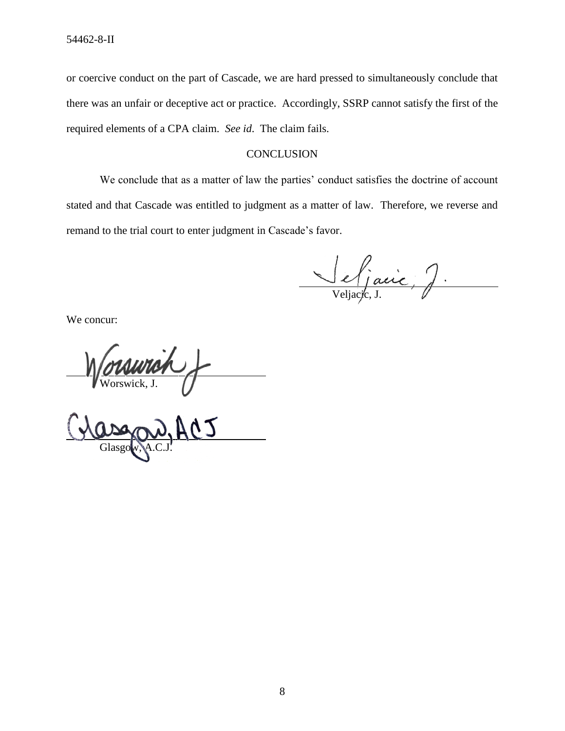or coercive conduct on the part of Cascade, we are hard pressed to simultaneously conclude that there was an unfair or deceptive act or practice. Accordingly, SSRP cannot satisfy the first of the required elements of a CPA claim. *See id*. The claim fails.

## CONCLUSION

We conclude that as a matter of law the parties' conduct satisfies the doctrine of account stated and that Cascade was entitled to judgment as a matter of law. Therefore, we reverse and remand to the trial court to enter judgment in Cascade's favor.

Veljacic, J.

We concur:

Worswick, J.

Glasgow, A.C.J.